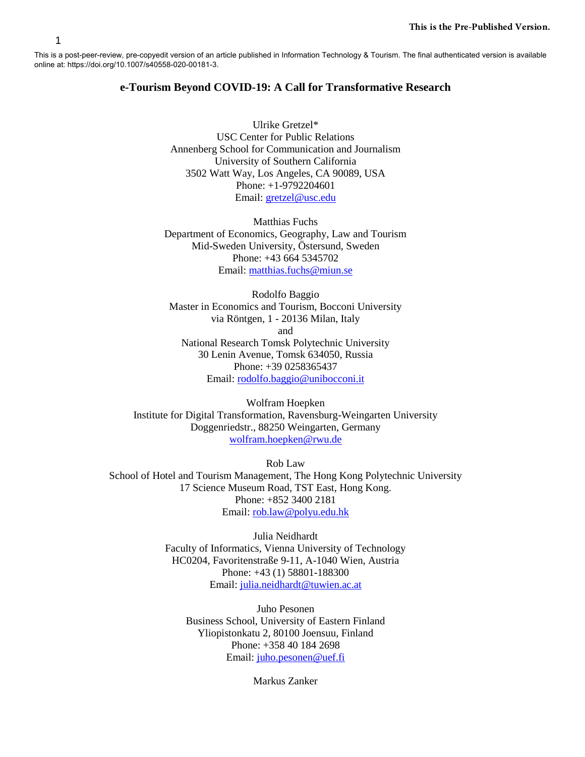This is the Pre-Published Version.

This is a post-peer-review, pre-copyedit version of an article published in Information Technology & Tourism. The final authenticated version is available online at: https://doi.org/10.1007/s40558-020-00181-3.

# e-Tourism Beyond COVID-19: A Call for Transformative Research

Ulrike Gretzel*
USC Center for Public Relations
Annenberg School for Communication and Journalism
University of Southern California
3502 Watt Way, Los Angeles, CA 90089, USA
Phone: +1-9792204601
Email: gretzel@usc.edu

Matthias Fuchs
Department of Economics, Geography, Law and Tourism
Mid-Sweden University, Östersund, Sweden
Phone: +43 664 5345702
Email: matthias.fuchs@miun.se

Rodolfo Baggio
Master in Economics and Tourism, Bocconi University
via Röntgen, 1 - 20136 Milan, Italy
and
National Research Tomsk Polytechnic University
30 Lenin Avenue, Tomsk 634050, Russia
Phone: +39 0258365437
Email: rodolfo.baggio@unibocconi.it

Wolfram Hoepken
Institute for Digital Transformation, Ravensburg-Weingarten University
Doggenriedstr., 88250 Weingarten, Germany
wolfram.hoepken@rwu.de

Rob Law
School of Hotel and Tourism Management, The Hong Kong Polytechnic University
17 Science Museum Road, TST East, Hong Kong.
Phone: +852 3400 2181
Email: rob.law@polyu.edu.hk

Julia Neidhardt
Faculty of Informatics, Vienna University of Technology
HC0204, Favoritenstraße 9-11, A-1040 Wien, Austria
Phone: +43 (1) 58801-188300
Email: julia.neidhardt@tuwien.ac.at

Juho Pesonen
Business School, University of Eastern Finland
Yliopistonkatu 2, 80100 Joensuu, Finland
Phone: +358 40 184 2698
Email: juho.pesonen@uef.fi

Markus Zanker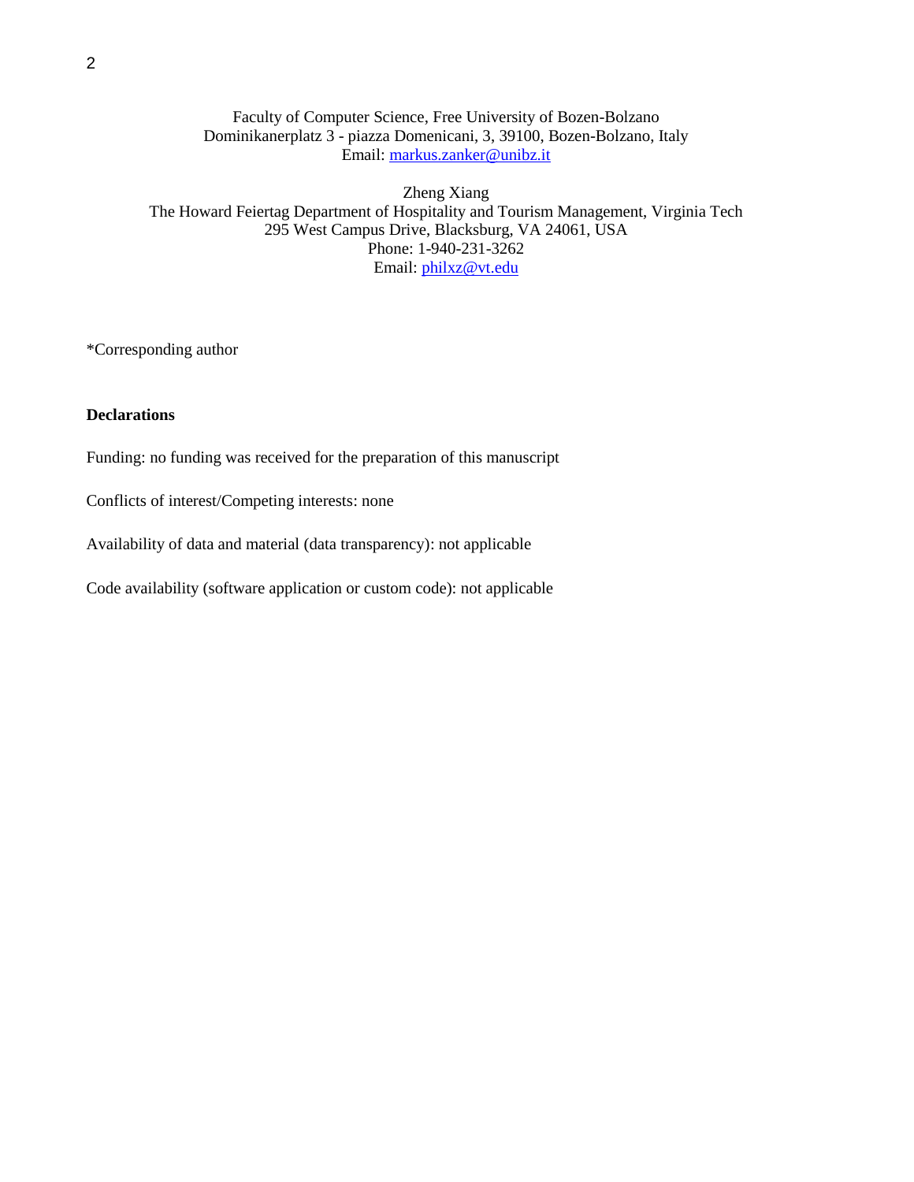Faculty of Computer Science, Free University of Bozen-Bolzano
Dominikanerplatz 3 - piazza Domenicani, 3, 39100, Bozen-Bolzano, Italy
Email: markus.zanker@unibz.it

Zheng Xiang
The Howard Feiertag Department of Hospitality and Tourism Management, Virginia Tech
295 West Campus Drive, Blacksburg, VA 24061, USA
Phone: 1-940-231-3262
Email: philxz@vt.edu

*Corresponding author

**Declarations**

Funding: no funding was received for the preparation of this manuscript

Conflicts of interest/Competing interests: none

Availability of data and material (data transparency): not applicable

Code availability (software application or custom code): not applicable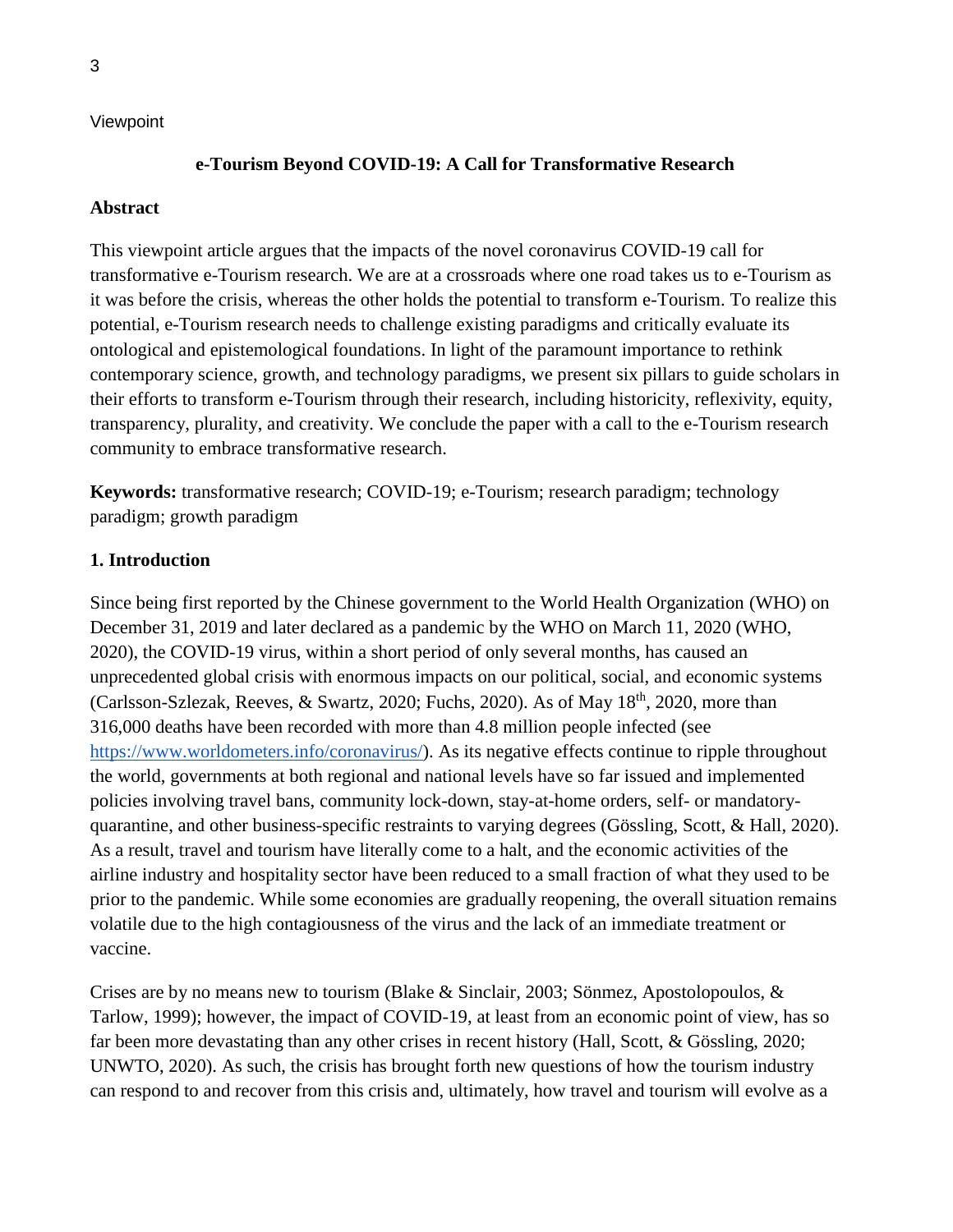Viewpoint

# e-Tourism Beyond COVID-19: A Call for Transformative Research

## Abstract

This viewpoint article argues that the impacts of the novel coronavirus COVID-19 call for transformative e-Tourism research. We are at a crossroads where one road takes us to e-Tourism as it was before the crisis, whereas the other holds the potential to transform e-Tourism. To realize this potential, e-Tourism research needs to challenge existing paradigms and critically evaluate its ontological and epistemological foundations. In light of the paramount importance to rethink contemporary science, growth, and technology paradigms, we present six pillars to guide scholars in their efforts to transform e-Tourism through their research, including historicity, reflexivity, equity, transparency, plurality, and creativity. We conclude the paper with a call to the e-Tourism research community to embrace transformative research.

**Keywords:** transformative research; COVID-19; e-Tourism; research paradigm; technology paradigm; growth paradigm

## 1. Introduction

Since being first reported by the Chinese government to the World Health Organization (WHO) on December 31, 2019 and later declared as a pandemic by the WHO on March 11, 2020 (WHO, 2020), the COVID-19 virus, within a short period of only several months, has caused an unprecedented global crisis with enormous impacts on our political, social, and economic systems (Carlsson-Szlezak, Reeves, & Swartz, 2020; Fuchs, 2020). As of May 18th, 2020, more than 316,000 deaths have been recorded with more than 4.8 million people infected (see https://www.worldometers.info/coronavirus/). As its negative effects continue to ripple throughout the world, governments at both regional and national levels have so far issued and implemented policies involving travel bans, community lock-down, stay-at-home orders, self- or mandatory-quarantine, and other business-specific restraints to varying degrees (Gössling, Scott, & Hall, 2020). As a result, travel and tourism have literally come to a halt, and the economic activities of the airline industry and hospitality sector have been reduced to a small fraction of what they used to be prior to the pandemic. While some economies are gradually reopening, the overall situation remains volatile due to the high contagiousness of the virus and the lack of an immediate treatment or vaccine.

Crises are by no means new to tourism (Blake & Sinclair, 2003; Sönmez, Apostolopoulos, & Tarlow, 1999); however, the impact of COVID-19, at least from an economic point of view, has so far been more devastating than any other crises in recent history (Hall, Scott, & Gössling, 2020; UNWTO, 2020). As such, the crisis has brought forth new questions of how the tourism industry can respond to and recover from this crisis and, ultimately, how travel and tourism will evolve as a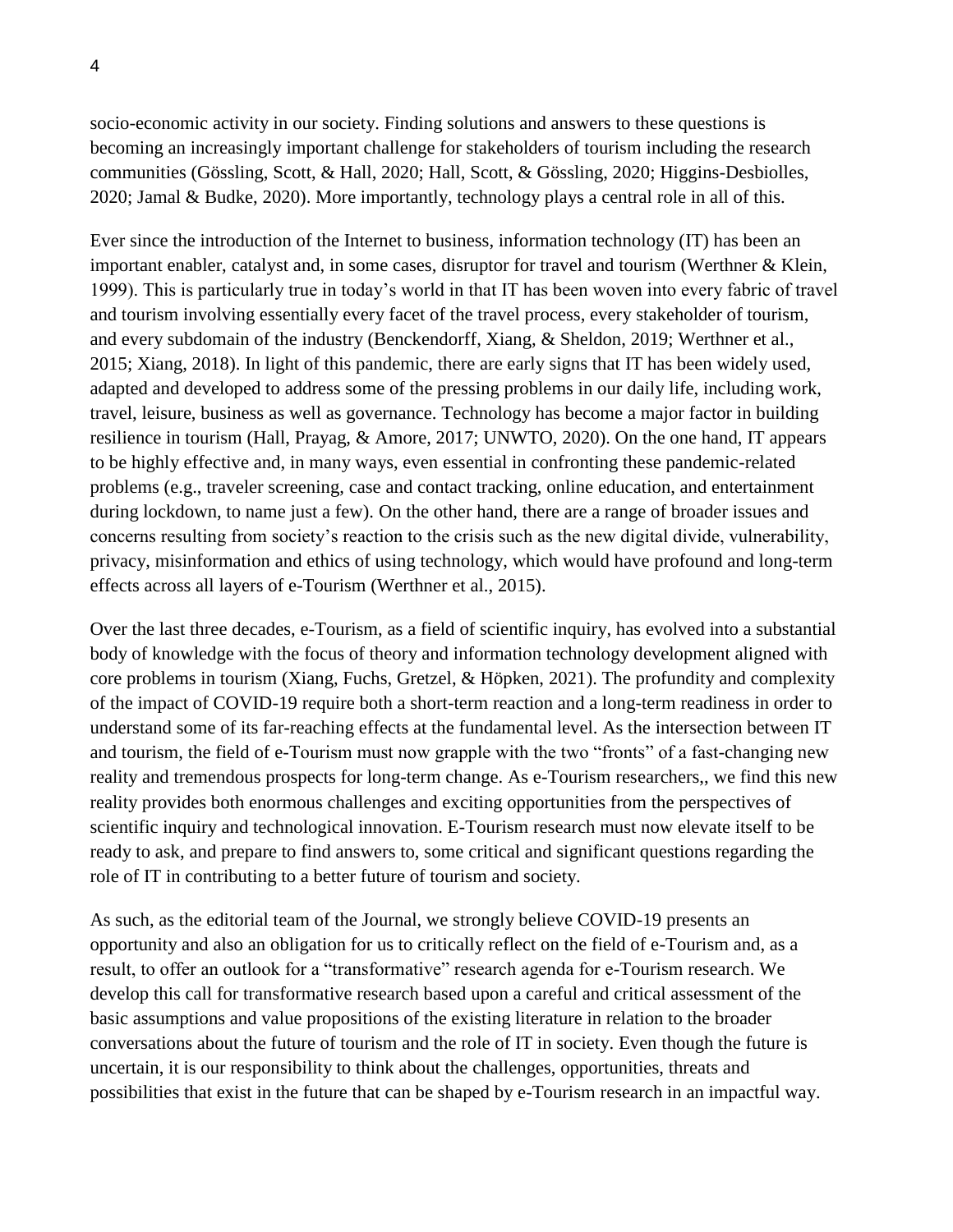socio-economic activity in our society. Finding solutions and answers to these questions is becoming an increasingly important challenge for stakeholders of tourism including the research communities (Gössling, Scott, & Hall, 2020; Hall, Scott, & Gössling, 2020; Higgins-Desbiolles, 2020; Jamal & Budke, 2020). More importantly, technology plays a central role in all of this.

Ever since the introduction of the Internet to business, information technology (IT) has been an important enabler, catalyst and, in some cases, disruptor for travel and tourism (Werthner & Klein, 1999). This is particularly true in today's world in that IT has been woven into every fabric of travel and tourism involving essentially every facet of the travel process, every stakeholder of tourism, and every subdomain of the industry (Benckendorff, Xiang, & Sheldon, 2019; Werthner et al., 2015; Xiang, 2018). In light of this pandemic, there are early signs that IT has been widely used, adapted and developed to address some of the pressing problems in our daily life, including work, travel, leisure, business as well as governance. Technology has become a major factor in building resilience in tourism (Hall, Prayag, & Amore, 2017; UNWTO, 2020). On the one hand, IT appears to be highly effective and, in many ways, even essential in confronting these pandemic-related problems (e.g., traveler screening, case and contact tracking, online education, and entertainment during lockdown, to name just a few). On the other hand, there are a range of broader issues and concerns resulting from society's reaction to the crisis such as the new digital divide, vulnerability, privacy, misinformation and ethics of using technology, which would have profound and long-term effects across all layers of e-Tourism (Werthner et al., 2015).

Over the last three decades, e-Tourism, as a field of scientific inquiry, has evolved into a substantial body of knowledge with the focus of theory and information technology development aligned with core problems in tourism (Xiang, Fuchs, Gretzel, & Höpken, 2021). The profundity and complexity of the impact of COVID-19 require both a short-term reaction and a long-term readiness in order to understand some of its far-reaching effects at the fundamental level. As the intersection between IT and tourism, the field of e-Tourism must now grapple with the two "fronts" of a fast-changing new reality and tremendous prospects for long-term change. As e-Tourism researchers,, we find this new reality provides both enormous challenges and exciting opportunities from the perspectives of scientific inquiry and technological innovation. E-Tourism research must now elevate itself to be ready to ask, and prepare to find answers to, some critical and significant questions regarding the role of IT in contributing to a better future of tourism and society.

As such, as the editorial team of the Journal, we strongly believe COVID-19 presents an opportunity and also an obligation for us to critically reflect on the field of e-Tourism and, as a result, to offer an outlook for a "transformative" research agenda for e-Tourism research. We develop this call for transformative research based upon a careful and critical assessment of the basic assumptions and value propositions of the existing literature in relation to the broader conversations about the future of tourism and the role of IT in society. Even though the future is uncertain, it is our responsibility to think about the challenges, opportunities, threats and possibilities that exist in the future that can be shaped by e-Tourism research in an impactful way.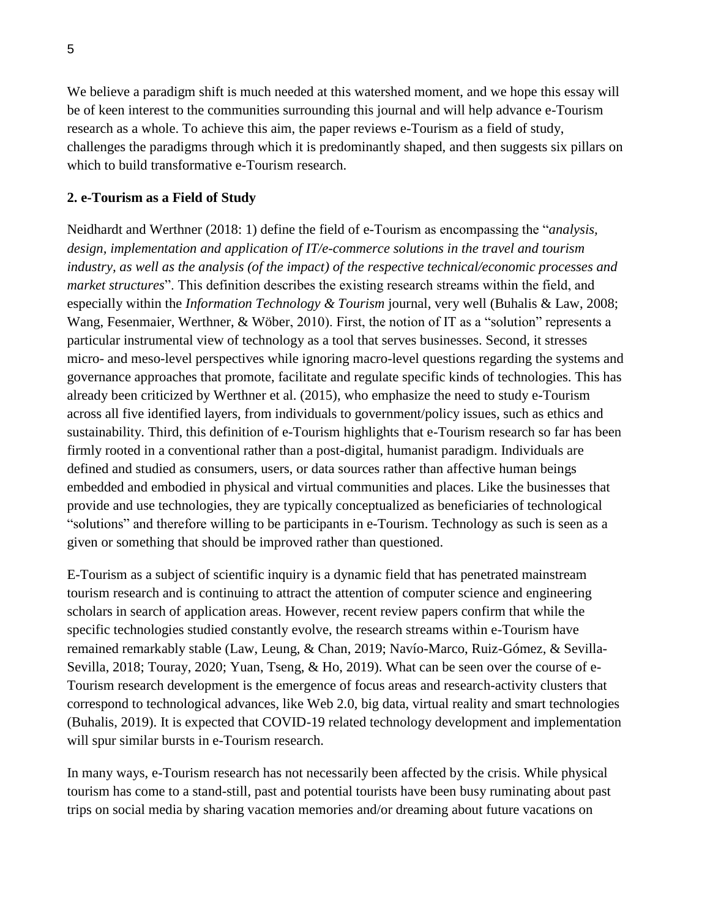We believe a paradigm shift is much needed at this watershed moment, and we hope this essay will be of keen interest to the communities surrounding this journal and will help advance e-Tourism research as a whole. To achieve this aim, the paper reviews e-Tourism as a field of study, challenges the paradigms through which it is predominantly shaped, and then suggests six pillars on which to build transformative e-Tourism research.

## 2. e-Tourism as a Field of Study

Neidhardt and Werthner (2018: 1) define the field of e-Tourism as encompassing the "*analysis, design, implementation and application of IT/e-commerce solutions in the travel and tourism industry, as well as the analysis (of the impact) of the respective technical/economic processes and market structures*". This definition describes the existing research streams within the field, and especially within the *Information Technology & Tourism* journal, very well (Buhalis & Law, 2008; Wang, Fesenmaier, Werthner, & Wöber, 2010). First, the notion of IT as a "solution" represents a particular instrumental view of technology as a tool that serves businesses. Second, it stresses micro- and meso-level perspectives while ignoring macro-level questions regarding the systems and governance approaches that promote, facilitate and regulate specific kinds of technologies. This has already been criticized by Werthner et al. (2015), who emphasize the need to study e-Tourism across all five identified layers, from individuals to government/policy issues, such as ethics and sustainability. Third, this definition of e-Tourism highlights that e-Tourism research so far has been firmly rooted in a conventional rather than a post-digital, humanist paradigm. Individuals are defined and studied as consumers, users, or data sources rather than affective human beings embedded and embodied in physical and virtual communities and places. Like the businesses that provide and use technologies, they are typically conceptualized as beneficiaries of technological "solutions" and therefore willing to be participants in e-Tourism. Technology as such is seen as a given or something that should be improved rather than questioned.

E-Tourism as a subject of scientific inquiry is a dynamic field that has penetrated mainstream tourism research and is continuing to attract the attention of computer science and engineering scholars in search of application areas. However, recent review papers confirm that while the specific technologies studied constantly evolve, the research streams within e-Tourism have remained remarkably stable (Law, Leung, & Chan, 2019; Navío-Marco, Ruiz-Gómez, & Sevilla-Sevilla, 2018; Touray, 2020; Yuan, Tseng, & Ho, 2019). What can be seen over the course of e-Tourism research development is the emergence of focus areas and research-activity clusters that correspond to technological advances, like Web 2.0, big data, virtual reality and smart technologies (Buhalis, 2019). It is expected that COVID-19 related technology development and implementation will spur similar bursts in e-Tourism research.

In many ways, e-Tourism research has not necessarily been affected by the crisis. While physical tourism has come to a stand-still, past and potential tourists have been busy ruminating about past trips on social media by sharing vacation memories and/or dreaming about future vacations on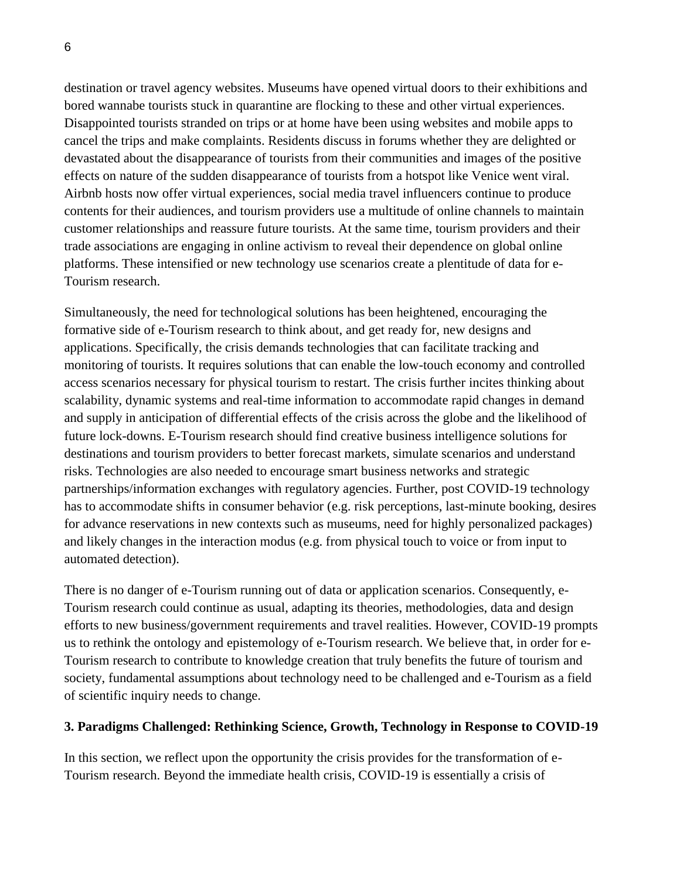destination or travel agency websites. Museums have opened virtual doors to their exhibitions and bored wannabe tourists stuck in quarantine are flocking to these and other virtual experiences. Disappointed tourists stranded on trips or at home have been using websites and mobile apps to cancel the trips and make complaints. Residents discuss in forums whether they are delighted or devastated about the disappearance of tourists from their communities and images of the positive effects on nature of the sudden disappearance of tourists from a hotspot like Venice went viral. Airbnb hosts now offer virtual experiences, social media travel influencers continue to produce contents for their audiences, and tourism providers use a multitude of online channels to maintain customer relationships and reassure future tourists. At the same time, tourism providers and their trade associations are engaging in online activism to reveal their dependence on global online platforms. These intensified or new technology use scenarios create a plentitude of data for e-Tourism research.

Simultaneously, the need for technological solutions has been heightened, encouraging the formative side of e-Tourism research to think about, and get ready for, new designs and applications. Specifically, the crisis demands technologies that can facilitate tracking and monitoring of tourists. It requires solutions that can enable the low-touch economy and controlled access scenarios necessary for physical tourism to restart. The crisis further incites thinking about scalability, dynamic systems and real-time information to accommodate rapid changes in demand and supply in anticipation of differential effects of the crisis across the globe and the likelihood of future lock-downs. E-Tourism research should find creative business intelligence solutions for destinations and tourism providers to better forecast markets, simulate scenarios and understand risks. Technologies are also needed to encourage smart business networks and strategic partnerships/information exchanges with regulatory agencies. Further, post COVID-19 technology has to accommodate shifts in consumer behavior (e.g. risk perceptions, last-minute booking, desires for advance reservations in new contexts such as museums, need for highly personalized packages) and likely changes in the interaction modus (e.g. from physical touch to voice or from input to automated detection).

There is no danger of e-Tourism running out of data or application scenarios. Consequently, e-Tourism research could continue as usual, adapting its theories, methodologies, data and design efforts to new business/government requirements and travel realities. However, COVID-19 prompts us to rethink the ontology and epistemology of e-Tourism research. We believe that, in order for e-Tourism research to contribute to knowledge creation that truly benefits the future of tourism and society, fundamental assumptions about technology need to be challenged and e-Tourism as a field of scientific inquiry needs to change.

## 3. Paradigms Challenged: Rethinking Science, Growth, Technology in Response to COVID-19

In this section, we reflect upon the opportunity the crisis provides for the transformation of e-Tourism research. Beyond the immediate health crisis, COVID-19 is essentially a crisis of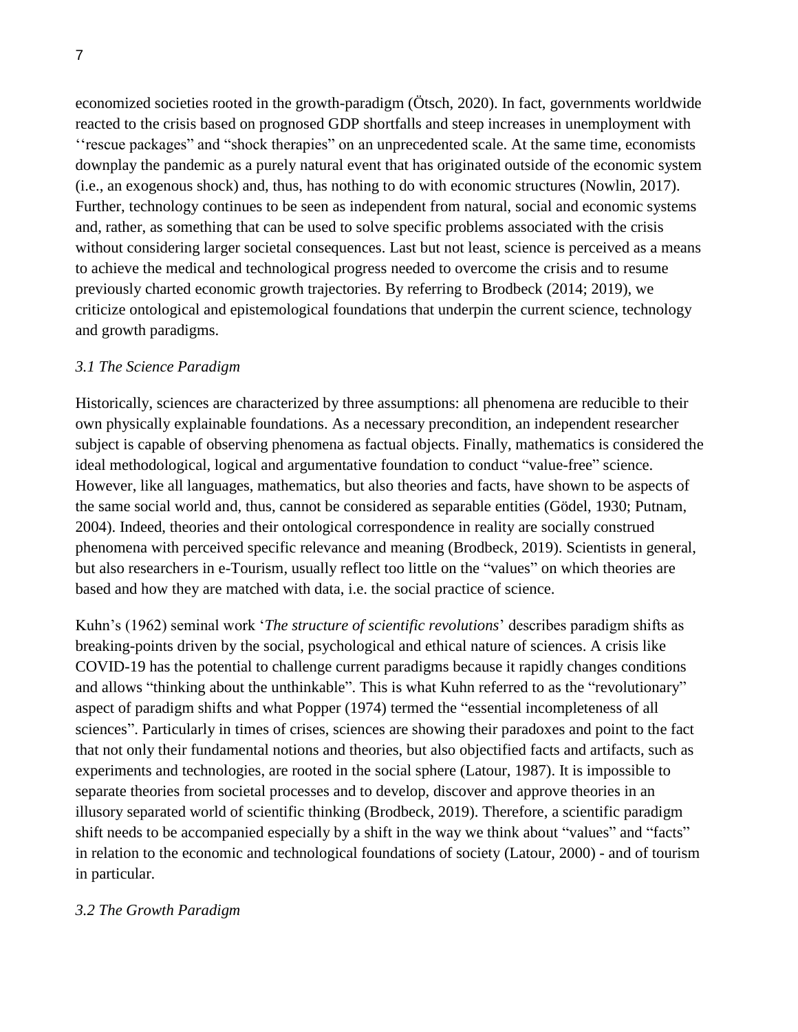economized societies rooted in the growth-paradigm (Ötsch, 2020). In fact, governments worldwide reacted to the crisis based on prognosed GDP shortfalls and steep increases in unemployment with ‘‘rescue packages” and “shock therapies” on an unprecedented scale. At the same time, economists downplay the pandemic as a purely natural event that has originated outside of the economic system (i.e., an exogenous shock) and, thus, has nothing to do with economic structures (Nowlin, 2017). Further, technology continues to be seen as independent from natural, social and economic systems and, rather, as something that can be used to solve specific problems associated with the crisis without considering larger societal consequences. Last but not least, science is perceived as a means to achieve the medical and technological progress needed to overcome the crisis and to resume previously charted economic growth trajectories. By referring to Brodbeck (2014; 2019), we criticize ontological and epistemological foundations that underpin the current science, technology and growth paradigms.

### *3.1 The Science Paradigm*

Historically, sciences are characterized by three assumptions: all phenomena are reducible to their own physically explainable foundations. As a necessary precondition, an independent researcher subject is capable of observing phenomena as factual objects. Finally, mathematics is considered the ideal methodological, logical and argumentative foundation to conduct “value-free” science. However, like all languages, mathematics, but also theories and facts, have shown to be aspects of the same social world and, thus, cannot be considered as separable entities (Gödel, 1930; Putnam, 2004). Indeed, theories and their ontological correspondence in reality are socially construed phenomena with perceived specific relevance and meaning (Brodbeck, 2019). Scientists in general, but also researchers in e-Tourism, usually reflect too little on the “values” on which theories are based and how they are matched with data, i.e. the social practice of science.

Kuhn’s (1962) seminal work ‘*The structure of scientific revolutions*’ describes paradigm shifts as breaking-points driven by the social, psychological and ethical nature of sciences. A crisis like COVID-19 has the potential to challenge current paradigms because it rapidly changes conditions and allows “thinking about the unthinkable”. This is what Kuhn referred to as the “revolutionary” aspect of paradigm shifts and what Popper (1974) termed the “essential incompleteness of all sciences”. Particularly in times of crises, sciences are showing their paradoxes and point to the fact that not only their fundamental notions and theories, but also objectified facts and artifacts, such as experiments and technologies, are rooted in the social sphere (Latour, 1987). It is impossible to separate theories from societal processes and to develop, discover and approve theories in an illusory separated world of scientific thinking (Brodbeck, 2019). Therefore, a scientific paradigm shift needs to be accompanied especially by a shift in the way we think about “values” and “facts” in relation to the economic and technological foundations of society (Latour, 2000) - and of tourism in particular.

### *3.2 The Growth Paradigm*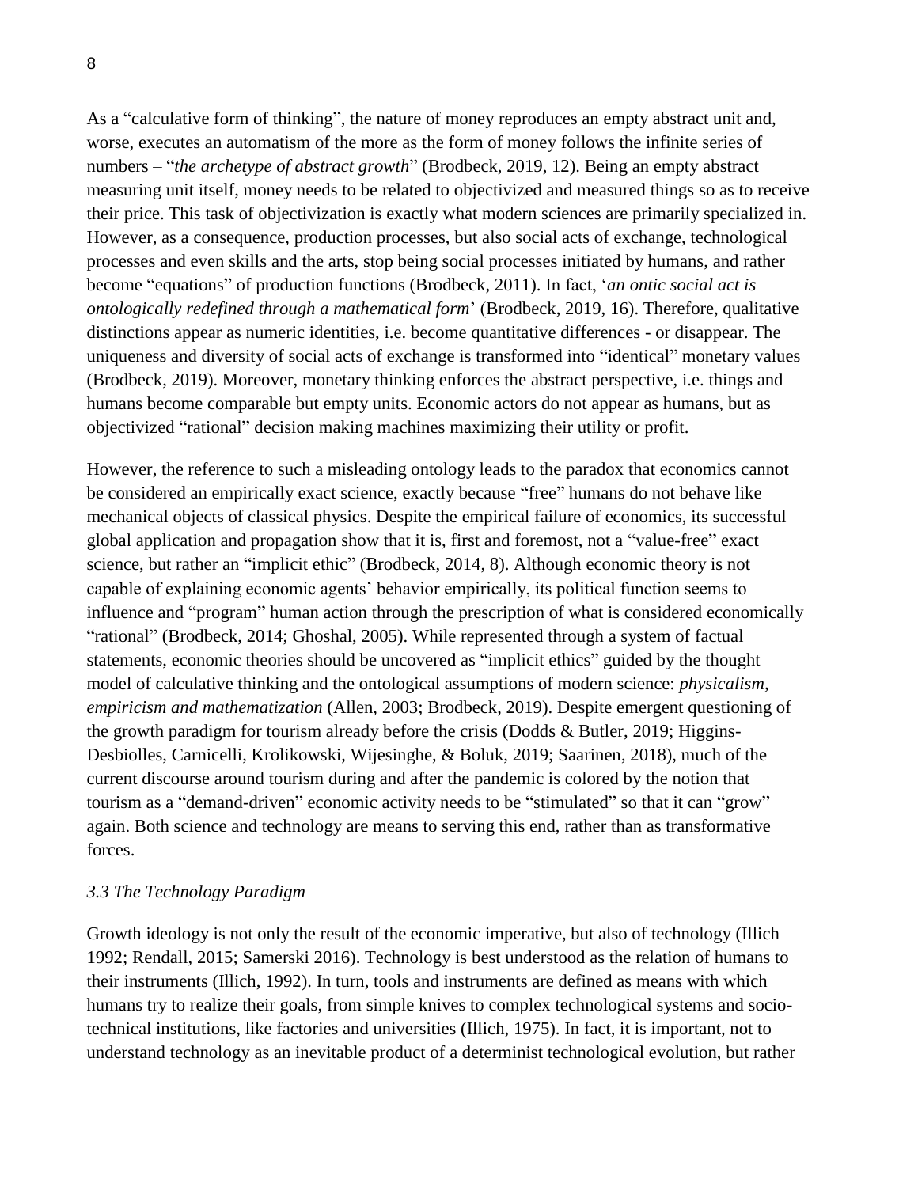As a “calculative form of thinking”, the nature of money reproduces an empty abstract unit and, worse, executes an automatism of the more as the form of money follows the infinite series of numbers – “*the archetype of abstract growth*” (Brodbeck, 2019, 12). Being an empty abstract measuring unit itself, money needs to be related to objectivized and measured things so as to receive their price. This task of objectivization is exactly what modern sciences are primarily specialized in. However, as a consequence, production processes, but also social acts of exchange, technological processes and even skills and the arts, stop being social processes initiated by humans, and rather become “equations” of production functions (Brodbeck, 2011). In fact, ‘*an ontic social act is ontologically redefined through a mathematical form*’ (Brodbeck, 2019, 16). Therefore, qualitative distinctions appear as numeric identities, i.e. become quantitative differences - or disappear. The uniqueness and diversity of social acts of exchange is transformed into “identical” monetary values (Brodbeck, 2019). Moreover, monetary thinking enforces the abstract perspective, i.e. things and humans become comparable but empty units. Economic actors do not appear as humans, but as objectivized “rational” decision making machines maximizing their utility or profit.

However, the reference to such a misleading ontology leads to the paradox that economics cannot be considered an empirically exact science, exactly because “free” humans do not behave like mechanical objects of classical physics. Despite the empirical failure of economics, its successful global application and propagation show that it is, first and foremost, not a “value-free” exact science, but rather an “implicit ethic” (Brodbeck, 2014, 8). Although economic theory is not capable of explaining economic agents’ behavior empirically, its political function seems to influence and “program” human action through the prescription of what is considered economically “rational” (Brodbeck, 2014; Ghoshal, 2005). While represented through a system of factual statements, economic theories should be uncovered as “implicit ethics” guided by the thought model of calculative thinking and the ontological assumptions of modern science: *physicalism, empiricism and mathematization* (Allen, 2003; Brodbeck, 2019). Despite emergent questioning of the growth paradigm for tourism already before the crisis (Dodds & Butler, 2019; Higgins-Desbiolles, Carnicelli, Krolikowski, Wijesinghe, & Boluk, 2019; Saarinen, 2018), much of the current discourse around tourism during and after the pandemic is colored by the notion that tourism as a “demand-driven” economic activity needs to be “stimulated” so that it can “grow” again. Both science and technology are means to serving this end, rather than as transformative forces.

### *3.3 The Technology Paradigm*

Growth ideology is not only the result of the economic imperative, but also of technology (Illich 1992; Rendall, 2015; Samerski 2016). Technology is best understood as the relation of humans to their instruments (Illich, 1992). In turn, tools and instruments are defined as means with which humans try to realize their goals, from simple knives to complex technological systems and socio-technical institutions, like factories and universities (Illich, 1975). In fact, it is important, not to understand technology as an inevitable product of a determinist technological evolution, but rather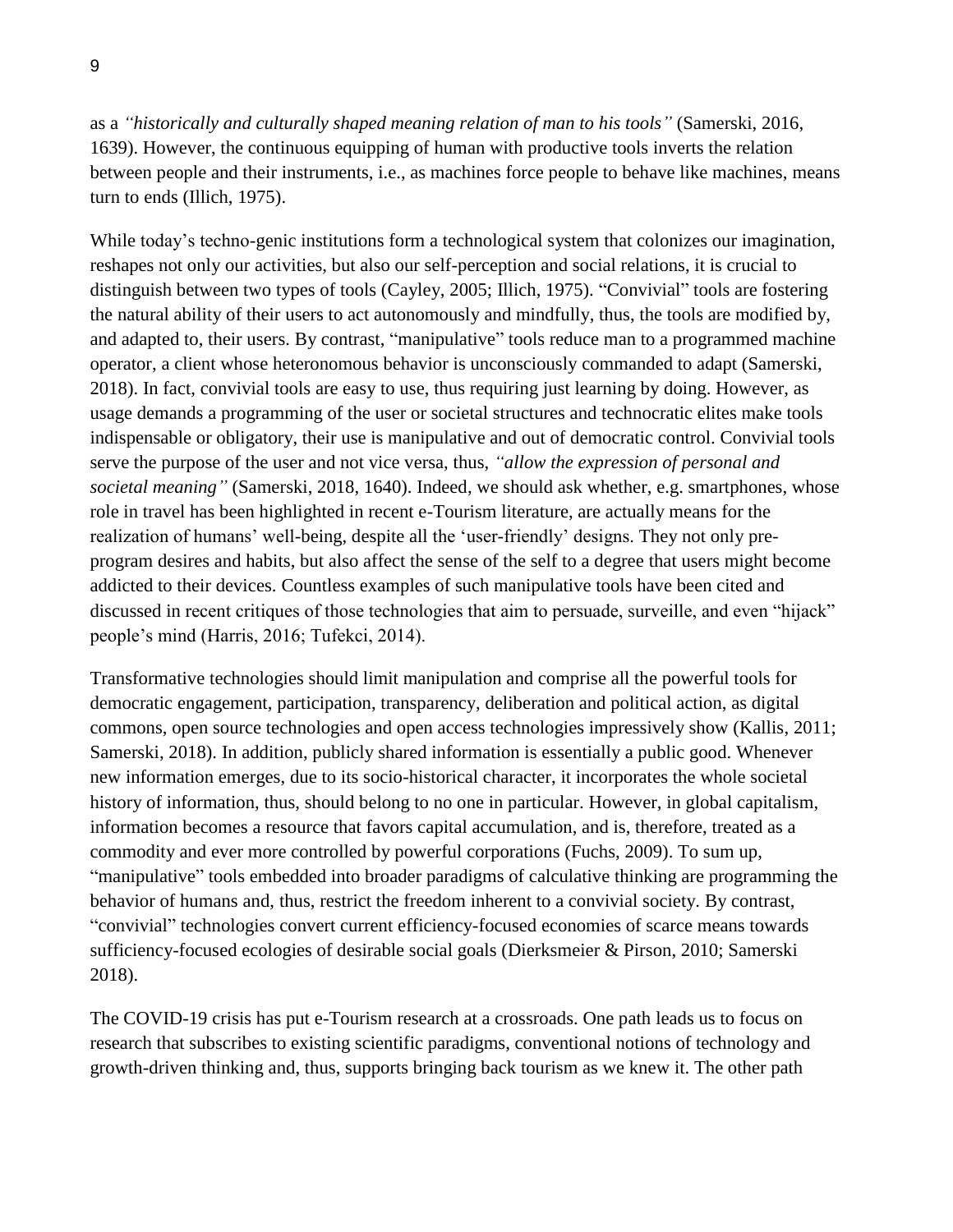as a *"historically and culturally shaped meaning relation of man to his tools"* (Samerski, 2016, 1639). However, the continuous equipping of human with productive tools inverts the relation between people and their instruments, i.e., as machines force people to behave like machines, means turn to ends (Illich, 1975).

While today's techno-genic institutions form a technological system that colonizes our imagination, reshapes not only our activities, but also our self-perception and social relations, it is crucial to distinguish between two types of tools (Cayley, 2005; Illich, 1975). "Convivial" tools are fostering the natural ability of their users to act autonomously and mindfully, thus, the tools are modified by, and adapted to, their users. By contrast, "manipulative" tools reduce man to a programmed machine operator, a client whose heteronomous behavior is unconsciously commanded to adapt (Samerski, 2018). In fact, convivial tools are easy to use, thus requiring just learning by doing. However, as usage demands a programming of the user or societal structures and technocratic elites make tools indispensable or obligatory, their use is manipulative and out of democratic control. Convivial tools serve the purpose of the user and not vice versa, thus, *"allow the expression of personal and societal meaning"* (Samerski, 2018, 1640). Indeed, we should ask whether, e.g. smartphones, whose role in travel has been highlighted in recent e-Tourism literature, are actually means for the realization of humans' well-being, despite all the 'user-friendly' designs. They not only pre-program desires and habits, but also affect the sense of the self to a degree that users might become addicted to their devices. Countless examples of such manipulative tools have been cited and discussed in recent critiques of those technologies that aim to persuade, surveille, and even "hijack" people's mind (Harris, 2016; Tufekci, 2014).

Transformative technologies should limit manipulation and comprise all the powerful tools for democratic engagement, participation, transparency, deliberation and political action, as digital commons, open source technologies and open access technologies impressively show (Kallis, 2011; Samerski, 2018). In addition, publicly shared information is essentially a public good. Whenever new information emerges, due to its socio-historical character, it incorporates the whole societal history of information, thus, should belong to no one in particular. However, in global capitalism, information becomes a resource that favors capital accumulation, and is, therefore, treated as a commodity and ever more controlled by powerful corporations (Fuchs, 2009). To sum up, "manipulative" tools embedded into broader paradigms of calculative thinking are programming the behavior of humans and, thus, restrict the freedom inherent to a convivial society. By contrast, "convivial" technologies convert current efficiency-focused economies of scarce means towards sufficiency-focused ecologies of desirable social goals (Dierksmeier & Pirson, 2010; Samerski 2018).

The COVID-19 crisis has put e-Tourism research at a crossroads. One path leads us to focus on research that subscribes to existing scientific paradigms, conventional notions of technology and growth-driven thinking and, thus, supports bringing back tourism as we knew it. The other path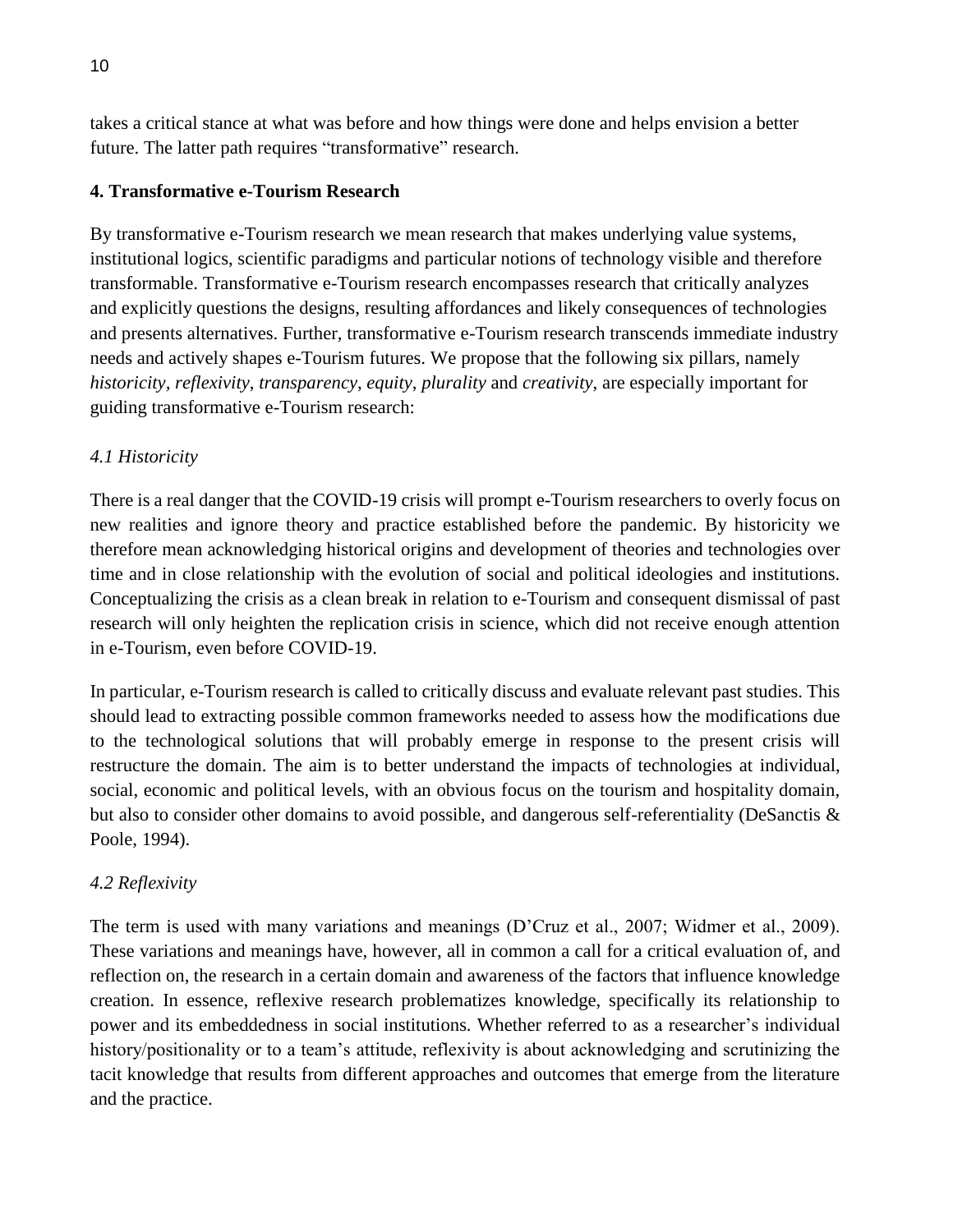takes a critical stance at what was before and how things were done and helps envision a better future. The latter path requires "transformative" research.

## 4. Transformative e-Tourism Research

By transformative e-Tourism research we mean research that makes underlying value systems, institutional logics, scientific paradigms and particular notions of technology visible and therefore transformable. Transformative e-Tourism research encompasses research that critically analyzes and explicitly questions the designs, resulting affordances and likely consequences of technologies and presents alternatives. Further, transformative e-Tourism research transcends immediate industry needs and actively shapes e-Tourism futures. We propose that the following six pillars, namely *historicity*, *reflexivity*, *transparency*, *equity*, *plurality* and *creativity*, are especially important for guiding transformative e-Tourism research:

### *4.1 Historicity*

There is a real danger that the COVID-19 crisis will prompt e-Tourism researchers to overly focus on new realities and ignore theory and practice established before the pandemic. By historicity we therefore mean acknowledging historical origins and development of theories and technologies over time and in close relationship with the evolution of social and political ideologies and institutions. Conceptualizing the crisis as a clean break in relation to e-Tourism and consequent dismissal of past research will only heighten the replication crisis in science, which did not receive enough attention in e-Tourism, even before COVID-19.

In particular, e-Tourism research is called to critically discuss and evaluate relevant past studies. This should lead to extracting possible common frameworks needed to assess how the modifications due to the technological solutions that will probably emerge in response to the present crisis will restructure the domain. The aim is to better understand the impacts of technologies at individual, social, economic and political levels, with an obvious focus on the tourism and hospitality domain, but also to consider other domains to avoid possible, and dangerous self-referentiality (DeSanctis & Poole, 1994).

### *4.2 Reflexivity*

The term is used with many variations and meanings (D'Cruz et al., 2007; Widmer et al., 2009). These variations and meanings have, however, all in common a call for a critical evaluation of, and reflection on, the research in a certain domain and awareness of the factors that influence knowledge creation. In essence, reflexive research problematizes knowledge, specifically its relationship to power and its embeddedness in social institutions. Whether referred to as a researcher's individual history/positionality or to a team's attitude, reflexivity is about acknowledging and scrutinizing the tacit knowledge that results from different approaches and outcomes that emerge from the literature and the practice.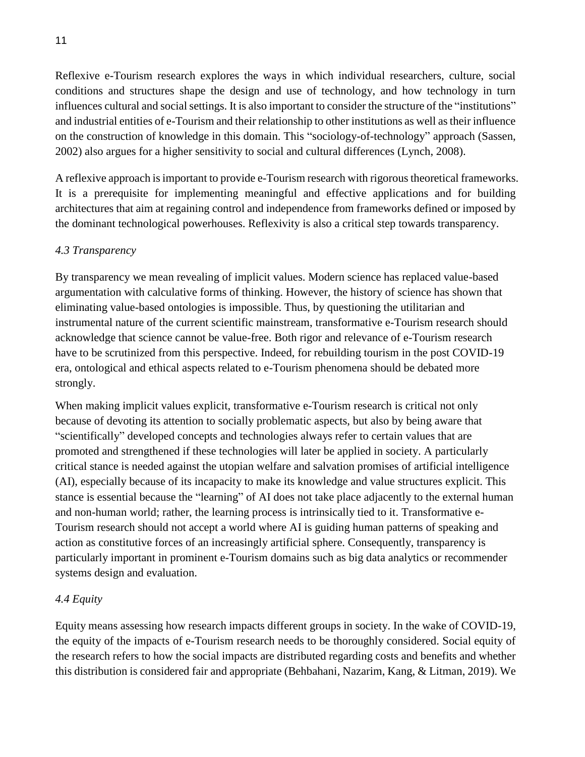Reflexive e-Tourism research explores the ways in which individual researchers, culture, social conditions and structures shape the design and use of technology, and how technology in turn influences cultural and social settings. It is also important to consider the structure of the "institutions" and industrial entities of e-Tourism and their relationship to other institutions as well as their influence on the construction of knowledge in this domain. This "sociology-of-technology" approach (Sassen, 2002) also argues for a higher sensitivity to social and cultural differences (Lynch, 2008).

A reflexive approach is important to provide e-Tourism research with rigorous theoretical frameworks. It is a prerequisite for implementing meaningful and effective applications and for building architectures that aim at regaining control and independence from frameworks defined or imposed by the dominant technological powerhouses. Reflexivity is also a critical step towards transparency.

### *4.3 Transparency*

By transparency we mean revealing of implicit values. Modern science has replaced value-based argumentation with calculative forms of thinking. However, the history of science has shown that eliminating value-based ontologies is impossible. Thus, by questioning the utilitarian and instrumental nature of the current scientific mainstream, transformative e-Tourism research should acknowledge that science cannot be value-free. Both rigor and relevance of e-Tourism research have to be scrutinized from this perspective. Indeed, for rebuilding tourism in the post COVID-19 era, ontological and ethical aspects related to e-Tourism phenomena should be debated more strongly.

When making implicit values explicit, transformative e-Tourism research is critical not only because of devoting its attention to socially problematic aspects, but also by being aware that "scientifically" developed concepts and technologies always refer to certain values that are promoted and strengthened if these technologies will later be applied in society. A particularly critical stance is needed against the utopian welfare and salvation promises of artificial intelligence (AI), especially because of its incapacity to make its knowledge and value structures explicit. This stance is essential because the "learning" of AI does not take place adjacently to the external human and non-human world; rather, the learning process is intrinsically tied to it. Transformative e-Tourism research should not accept a world where AI is guiding human patterns of speaking and action as constitutive forces of an increasingly artificial sphere. Consequently, transparency is particularly important in prominent e-Tourism domains such as big data analytics or recommender systems design and evaluation.

### *4.4 Equity*

Equity means assessing how research impacts different groups in society. In the wake of COVID-19, the equity of the impacts of e-Tourism research needs to be thoroughly considered. Social equity of the research refers to how the social impacts are distributed regarding costs and benefits and whether this distribution is considered fair and appropriate (Behbahani, Nazarim, Kang, & Litman, 2019). We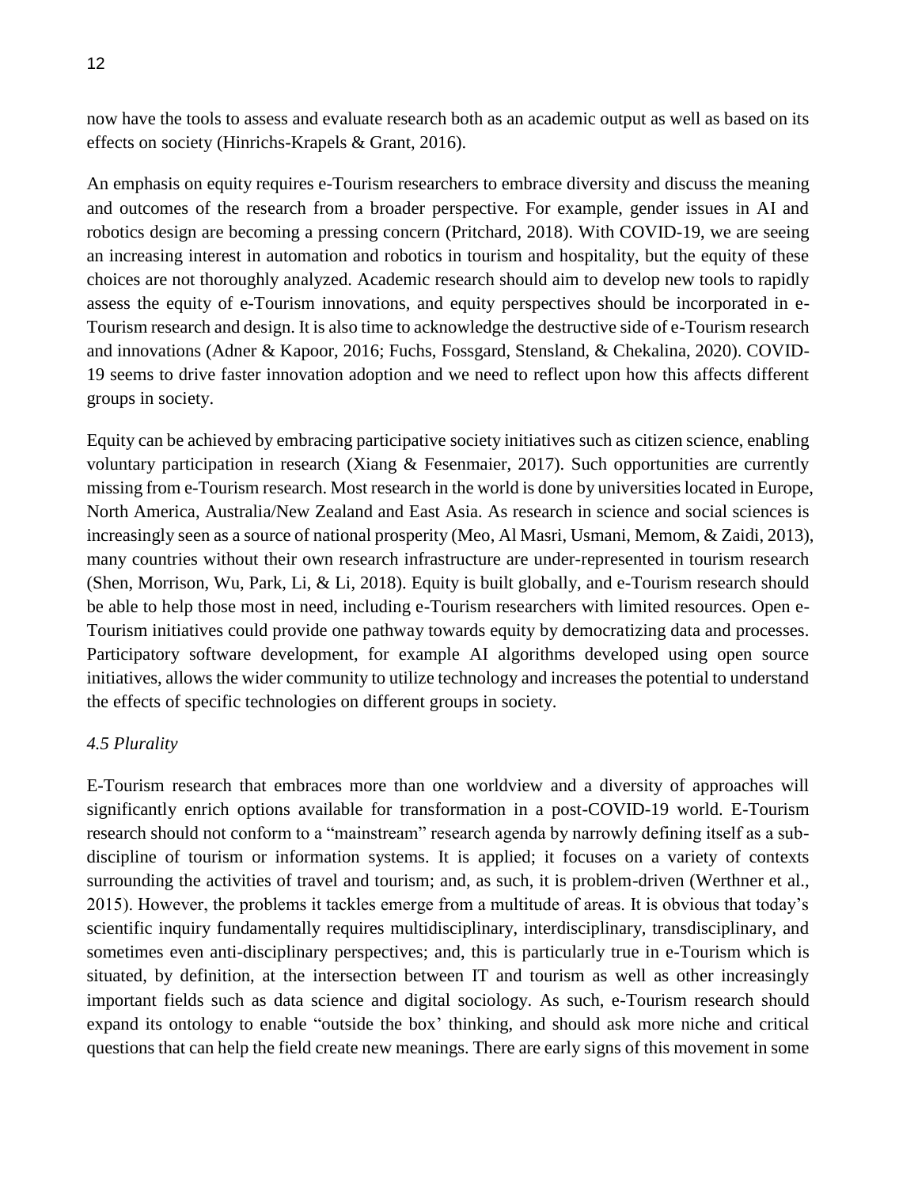now have the tools to assess and evaluate research both as an academic output as well as based on its effects on society (Hinrichs-Krapels & Grant, 2016).

An emphasis on equity requires e-Tourism researchers to embrace diversity and discuss the meaning and outcomes of the research from a broader perspective. For example, gender issues in AI and robotics design are becoming a pressing concern (Pritchard, 2018). With COVID-19, we are seeing an increasing interest in automation and robotics in tourism and hospitality, but the equity of these choices are not thoroughly analyzed. Academic research should aim to develop new tools to rapidly assess the equity of e-Tourism innovations, and equity perspectives should be incorporated in e-Tourism research and design. It is also time to acknowledge the destructive side of e-Tourism research and innovations (Adner & Kapoor, 2016; Fuchs, Fossgard, Stensland, & Chekalina, 2020). COVID-19 seems to drive faster innovation adoption and we need to reflect upon how this affects different groups in society.

Equity can be achieved by embracing participative society initiatives such as citizen science, enabling voluntary participation in research (Xiang & Fesenmaier, 2017). Such opportunities are currently missing from e-Tourism research. Most research in the world is done by universities located in Europe, North America, Australia/New Zealand and East Asia. As research in science and social sciences is increasingly seen as a source of national prosperity (Meo, Al Masri, Usmani, Memom, & Zaidi, 2013), many countries without their own research infrastructure are under-represented in tourism research (Shen, Morrison, Wu, Park, Li, & Li, 2018). Equity is built globally, and e-Tourism research should be able to help those most in need, including e-Tourism researchers with limited resources. Open e-Tourism initiatives could provide one pathway towards equity by democratizing data and processes. Participatory software development, for example AI algorithms developed using open source initiatives, allows the wider community to utilize technology and increases the potential to understand the effects of specific technologies on different groups in society.

### *4.5 Plurality*

E-Tourism research that embraces more than one worldview and a diversity of approaches will significantly enrich options available for transformation in a post-COVID-19 world. E-Tourism research should not conform to a "mainstream" research agenda by narrowly defining itself as a sub-discipline of tourism or information systems. It is applied; it focuses on a variety of contexts surrounding the activities of travel and tourism; and, as such, it is problem-driven (Werthner et al., 2015). However, the problems it tackles emerge from a multitude of areas. It is obvious that today's scientific inquiry fundamentally requires multidisciplinary, interdisciplinary, transdisciplinary, and sometimes even anti-disciplinary perspectives; and, this is particularly true in e-Tourism which is situated, by definition, at the intersection between IT and tourism as well as other increasingly important fields such as data science and digital sociology. As such, e-Tourism research should expand its ontology to enable "outside the box' thinking, and should ask more niche and critical questions that can help the field create new meanings. There are early signs of this movement in some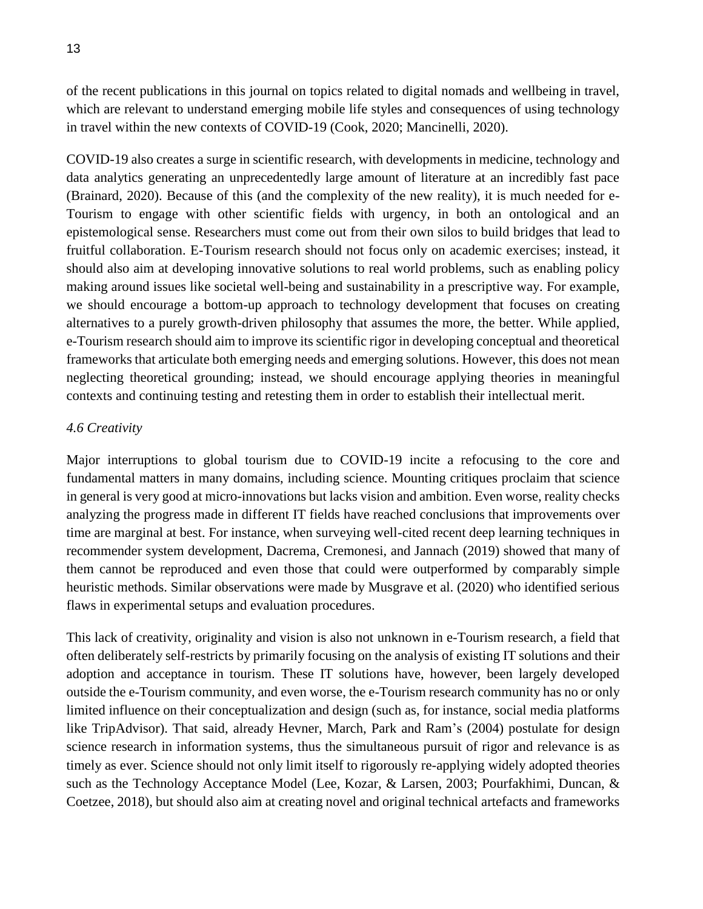of the recent publications in this journal on topics related to digital nomads and wellbeing in travel, which are relevant to understand emerging mobile life styles and consequences of using technology in travel within the new contexts of COVID-19 (Cook, 2020; Mancinelli, 2020).

COVID-19 also creates a surge in scientific research, with developments in medicine, technology and data analytics generating an unprecedentedly large amount of literature at an incredibly fast pace (Brainard, 2020). Because of this (and the complexity of the new reality), it is much needed for e-Tourism to engage with other scientific fields with urgency, in both an ontological and an epistemological sense. Researchers must come out from their own silos to build bridges that lead to fruitful collaboration. E-Tourism research should not focus only on academic exercises; instead, it should also aim at developing innovative solutions to real world problems, such as enabling policy making around issues like societal well-being and sustainability in a prescriptive way. For example, we should encourage a bottom-up approach to technology development that focuses on creating alternatives to a purely growth-driven philosophy that assumes the more, the better. While applied, e-Tourism research should aim to improve its scientific rigor in developing conceptual and theoretical frameworks that articulate both emerging needs and emerging solutions. However, this does not mean neglecting theoretical grounding; instead, we should encourage applying theories in meaningful contexts and continuing testing and retesting them in order to establish their intellectual merit.

### *4.6 Creativity*

Major interruptions to global tourism due to COVID-19 incite a refocusing to the core and fundamental matters in many domains, including science. Mounting critiques proclaim that science in general is very good at micro-innovations but lacks vision and ambition. Even worse, reality checks analyzing the progress made in different IT fields have reached conclusions that improvements over time are marginal at best. For instance, when surveying well-cited recent deep learning techniques in recommender system development, Dacrema, Cremonesi, and Jannach (2019) showed that many of them cannot be reproduced and even those that could were outperformed by comparably simple heuristic methods. Similar observations were made by Musgrave et al. (2020) who identified serious flaws in experimental setups and evaluation procedures.

This lack of creativity, originality and vision is also not unknown in e-Tourism research, a field that often deliberately self-restricts by primarily focusing on the analysis of existing IT solutions and their adoption and acceptance in tourism. These IT solutions have, however, been largely developed outside the e-Tourism community, and even worse, the e-Tourism research community has no or only limited influence on their conceptualization and design (such as, for instance, social media platforms like TripAdvisor). That said, already Hevner, March, Park and Ram's (2004) postulate for design science research in information systems, thus the simultaneous pursuit of rigor and relevance is as timely as ever. Science should not only limit itself to rigorously re-applying widely adopted theories such as the Technology Acceptance Model (Lee, Kozar, & Larsen, 2003; Pourfakhimi, Duncan, & Coetzee, 2018), but should also aim at creating novel and original technical artefacts and frameworks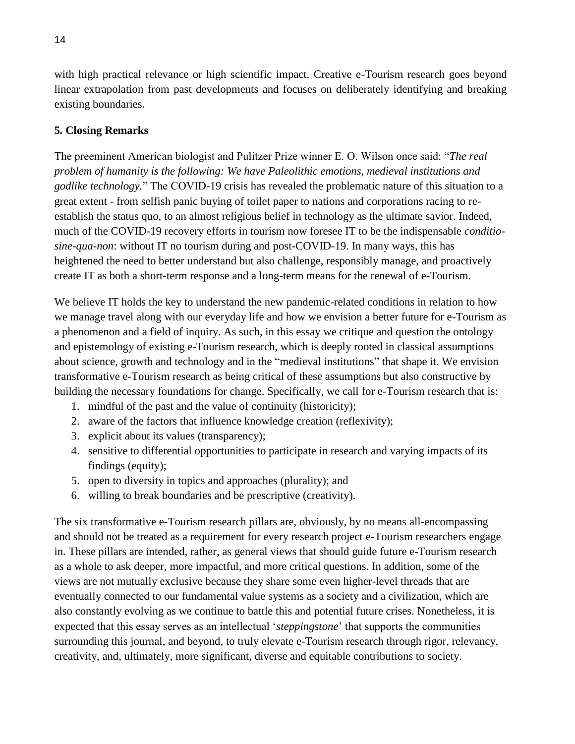with high practical relevance or high scientific impact. Creative e-Tourism research goes beyond linear extrapolation from past developments and focuses on deliberately identifying and breaking existing boundaries.

## 5. Closing Remarks

The preeminent American biologist and Pulitzer Prize winner E. O. Wilson once said: "*The real problem of humanity is the following: We have Paleolithic emotions, medieval institutions and godlike technology.*" The COVID-19 crisis has revealed the problematic nature of this situation to a great extent - from selfish panic buying of toilet paper to nations and corporations racing to re-establish the status quo, to an almost religious belief in technology as the ultimate savior. Indeed, much of the COVID-19 recovery efforts in tourism now foresee IT to be the indispensable *conditio-sine-qua-non*: without IT no tourism during and post-COVID-19. In many ways, this has heightened the need to better understand but also challenge, responsibly manage, and proactively create IT as both a short-term response and a long-term means for the renewal of e-Tourism.

We believe IT holds the key to understand the new pandemic-related conditions in relation to how we manage travel along with our everyday life and how we envision a better future for e-Tourism as a phenomenon and a field of inquiry. As such, in this essay we critique and question the ontology and epistemology of existing e-Tourism research, which is deeply rooted in classical assumptions about science, growth and technology and in the "medieval institutions" that shape it. We envision transformative e-Tourism research as being critical of these assumptions but also constructive by building the necessary foundations for change. Specifically, we call for e-Tourism research that is:

1. mindful of the past and the value of continuity (historicity);
2. aware of the factors that influence knowledge creation (reflexivity);
3. explicit about its values (transparency);
4. sensitive to differential opportunities to participate in research and varying impacts of its findings (equity);
5. open to diversity in topics and approaches (plurality); and
6. willing to break boundaries and be prescriptive (creativity).

The six transformative e-Tourism research pillars are, obviously, by no means all-encompassing and should not be treated as a requirement for every research project e-Tourism researchers engage in. These pillars are intended, rather, as general views that should guide future e-Tourism research as a whole to ask deeper, more impactful, and more critical questions. In addition, some of the views are not mutually exclusive because they share some even higher-level threads that are eventually connected to our fundamental value systems as a society and a civilization, which are also constantly evolving as we continue to battle this and potential future crises. Nonetheless, it is expected that this essay serves as an intellectual '*steppingstone*' that supports the communities surrounding this journal, and beyond, to truly elevate e-Tourism research through rigor, relevancy, creativity, and, ultimately, more significant, diverse and equitable contributions to society.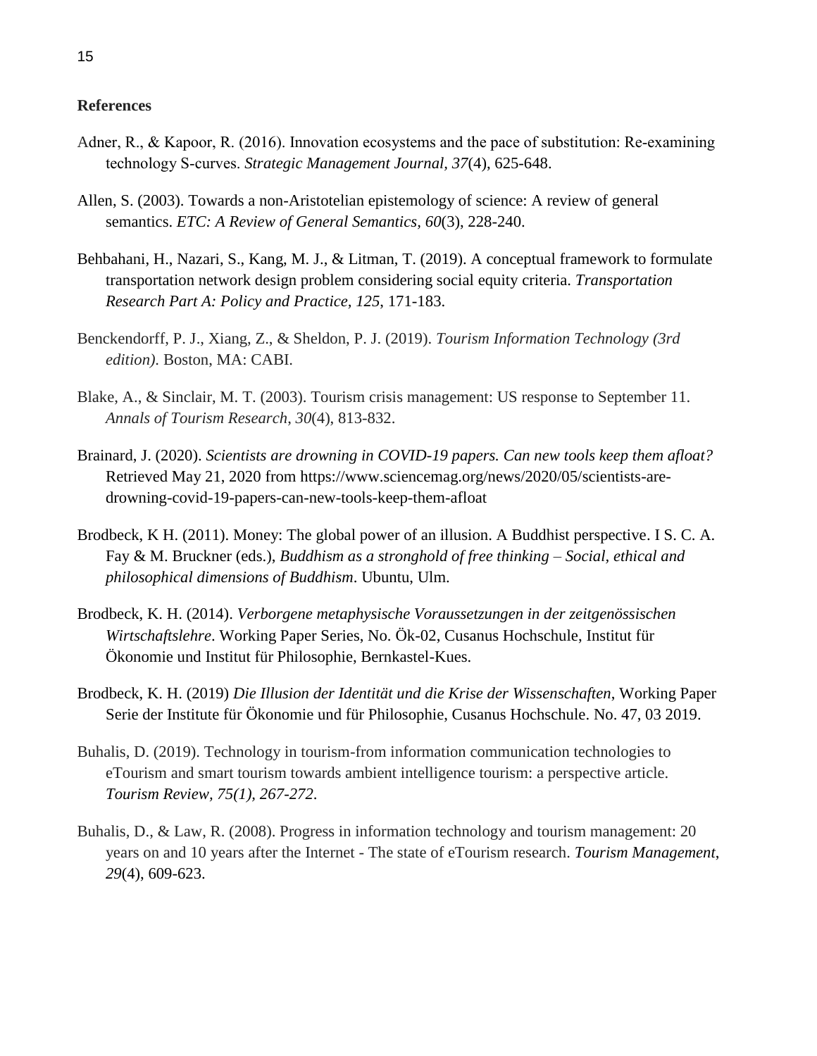**References**

Adner, R., & Kapoor, R. (2016). Innovation ecosystems and the pace of substitution: Re-examining technology S-curves. *Strategic Management Journal, 37*(4), 625-648.

Allen, S. (2003). Towards a non-Aristotelian epistemology of science: A review of general semantics. *ETC: A Review of General Semantics, 60*(3), 228-240.

Behbahani, H., Nazari, S., Kang, M. J., & Litman, T. (2019). A conceptual framework to formulate transportation network design problem considering social equity criteria. *Transportation Research Part A: Policy and Practice, 125*, 171-183.

Benckendorff, P. J., Xiang, Z., & Sheldon, P. J. (2019). *Tourism Information Technology (3rd edition)*. Boston, MA: CABI.

Blake, A., & Sinclair, M. T. (2003). Tourism crisis management: US response to September 11. *Annals of Tourism Research*, *30*(4), 813-832.

Brainard, J. (2020). *Scientists are drowning in COVID-19 papers. Can new tools keep them afloat?* Retrieved May 21, 2020 from https://www.sciencemag.org/news/2020/05/scientists-are-drowning-covid-19-papers-can-new-tools-keep-them-afloat

Brodbeck, K H. (2011). Money: The global power of an illusion. A Buddhist perspective. I S. C. A. Fay & M. Bruckner (eds.), *Buddhism as a stronghold of free thinking – Social, ethical and philosophical dimensions of Buddhism*. Ubuntu, Ulm.

Brodbeck, K. H. (2014). *Verborgene metaphysische Voraussetzungen in der zeitgenössischen Wirtschaftslehre*. Working Paper Series, No. Ök-02, Cusanus Hochschule, Institut für Ökonomie und Institut für Philosophie, Bernkastel-Kues.

Brodbeck, K. H. (2019) *Die Illusion der Identität und die Krise der Wissenschaften*, Working Paper Serie der Institute für Ökonomie und für Philosophie, Cusanus Hochschule. No. 47, 03 2019.

Buhalis, D. (2019). Technology in tourism-from information communication technologies to eTourism and smart tourism towards ambient intelligence tourism: a perspective article. *Tourism Review, 75(1), 267-272*.

Buhalis, D., & Law, R. (2008). Progress in information technology and tourism management: 20 years on and 10 years after the Internet - The state of eTourism research. *Tourism Management*, *29*(4), 609-623.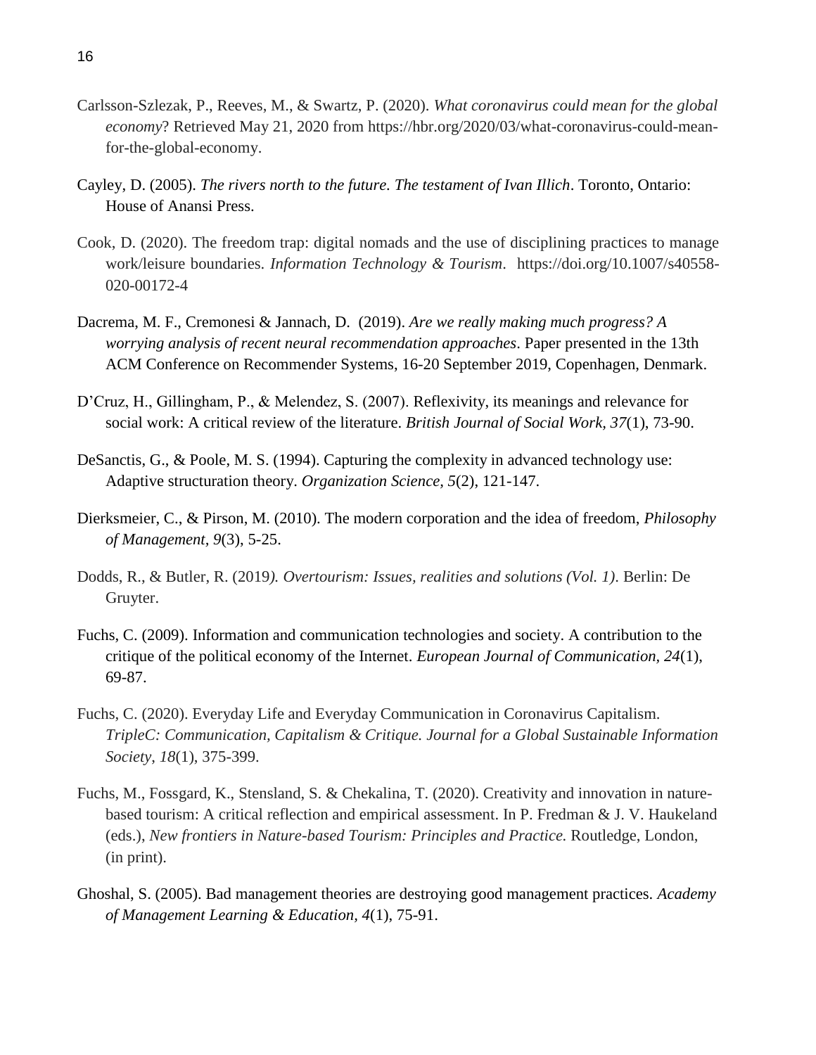Carlsson-Szlezak, P., Reeves, M., & Swartz, P. (2020). *What coronavirus could mean for the global economy*? Retrieved May 21, 2020 from https://hbr.org/2020/03/what-coronavirus-could-mean-for-the-global-economy.

Cayley, D. (2005). *The rivers north to the future. The testament of Ivan Illich*. Toronto, Ontario: House of Anansi Press.

Cook, D. (2020). The freedom trap: digital nomads and the use of disciplining practices to manage work/leisure boundaries. *Information Technology & Tourism*. https://doi.org/10.1007/s40558-020-00172-4

Dacrema, M. F., Cremonesi & Jannach, D. (2019). *Are we really making much progress? A worrying analysis of recent neural recommendation approaches*. Paper presented in the 13th ACM Conference on Recommender Systems, 16-20 September 2019, Copenhagen, Denmark.

D'Cruz, H., Gillingham, P., & Melendez, S. (2007). Reflexivity, its meanings and relevance for social work: A critical review of the literature. *British Journal of Social Work, 37*(1), 73-90.

DeSanctis, G., & Poole, M. S. (1994). Capturing the complexity in advanced technology use: Adaptive structuration theory. *Organization Science, 5*(2), 121-147.

Dierksmeier, C., & Pirson, M. (2010). The modern corporation and the idea of freedom, *Philosophy of Management, 9*(3), 5-25.

Dodds, R., & Butler, R. (2019*). Overtourism: Issues, realities and solutions (Vol. 1)*. Berlin: De Gruyter.

Fuchs, C. (2009). Information and communication technologies and society. A contribution to the critique of the political economy of the Internet. *European Journal of Communication*, *24*(1), 69-87.

Fuchs, C. (2020). Everyday Life and Everyday Communication in Coronavirus Capitalism. *TripleC: Communication, Capitalism & Critique. Journal for a Global Sustainable Information Society*, *18*(1), 375-399.

Fuchs, M., Fossgard, K., Stensland, S. & Chekalina, T. (2020). Creativity and innovation in nature-based tourism: A critical reflection and empirical assessment. In P. Fredman & J. V. Haukeland (eds.), *New frontiers in Nature-based Tourism: Principles and Practice.* Routledge, London, (in print).

Ghoshal, S. (2005). Bad management theories are destroying good management practices. *Academy of Management Learning & Education, 4*(1), 75-91.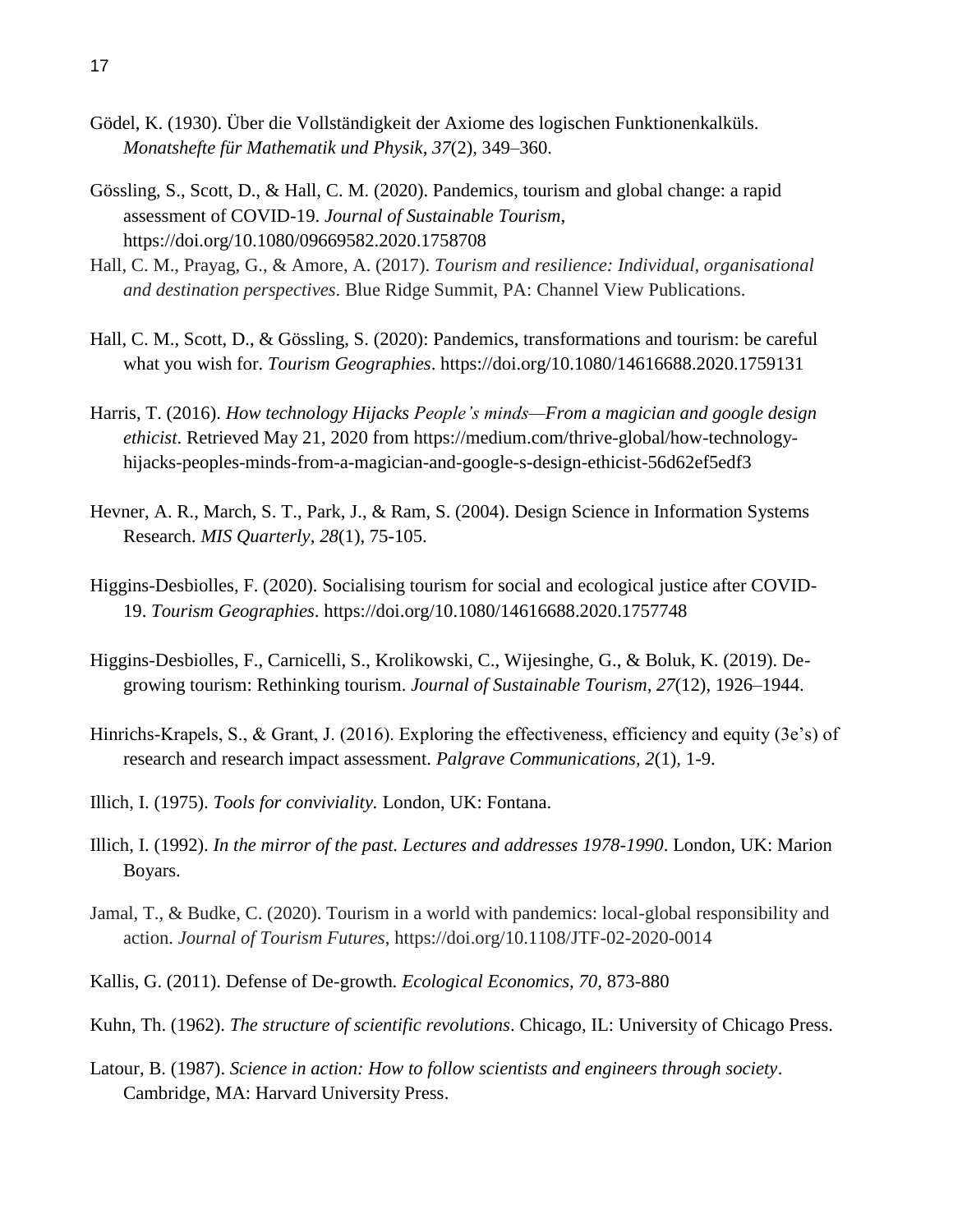Gödel, K. (1930). Über die Vollständigkeit der Axiome des logischen Funktionenkalküls. *Monatshefte für Mathematik und Physik, 37*(2), 349–360.

Gössling, S., Scott, D., & Hall, C. M. (2020). Pandemics, tourism and global change: a rapid assessment of COVID-19. *Journal of Sustainable Tourism*, https://doi.org/10.1080/09669582.2020.1758708

Hall, C. M., Prayag, G., & Amore, A. (2017). *Tourism and resilience: Individual, organisational and destination perspectives*. Blue Ridge Summit, PA: Channel View Publications.

Hall, C. M., Scott, D., & Gössling, S. (2020): Pandemics, transformations and tourism: be careful what you wish for. *Tourism Geographies*. https://doi.org/10.1080/14616688.2020.1759131

Harris, T. (2016). *How technology Hijacks People's minds—From a magician and google design ethicist*. Retrieved May 21, 2020 from https://medium.com/thrive-global/how-technology-hijacks-peoples-minds-from-a-magician-and-google-s-design-ethicist-56d62ef5edf3

Hevner, A. R., March, S. T., Park, J., & Ram, S. (2004). Design Science in Information Systems Research. *MIS Quarterly*, *28*(1), 75-105.

Higgins-Desbiolles, F. (2020). Socialising tourism for social and ecological justice after COVID-19. *Tourism Geographies*. https://doi.org/10.1080/14616688.2020.1757748

Higgins-Desbiolles, F., Carnicelli, S., Krolikowski, C., Wijesinghe, G., & Boluk, K. (2019). De-growing tourism: Rethinking tourism. *Journal of Sustainable Tourism, 27*(12), 1926–1944.

Hinrichs-Krapels, S., & Grant, J. (2016). Exploring the effectiveness, efficiency and equity (3e's) of research and research impact assessment. *Palgrave Communications*, *2*(1), 1-9.

Illich, I. (1975). *Tools for conviviality.* London, UK: Fontana.

Illich, I. (1992). *In the mirror of the past. Lectures and addresses 1978-1990*. London, UK: Marion Boyars.

Jamal, T., & Budke, C. (2020). Tourism in a world with pandemics: local-global responsibility and action. *Journal of Tourism Futures*, https://doi.org/10.1108/JTF-02-2020-0014

Kallis, G. (2011). Defense of De-growth*. Ecological Economics, 70,* 873-880

Kuhn, Th. (1962). *The structure of scientific revolutions*. Chicago, IL: University of Chicago Press.

Latour, B. (1987). *Science in action: How to follow scientists and engineers through society*. Cambridge, MA: Harvard University Press.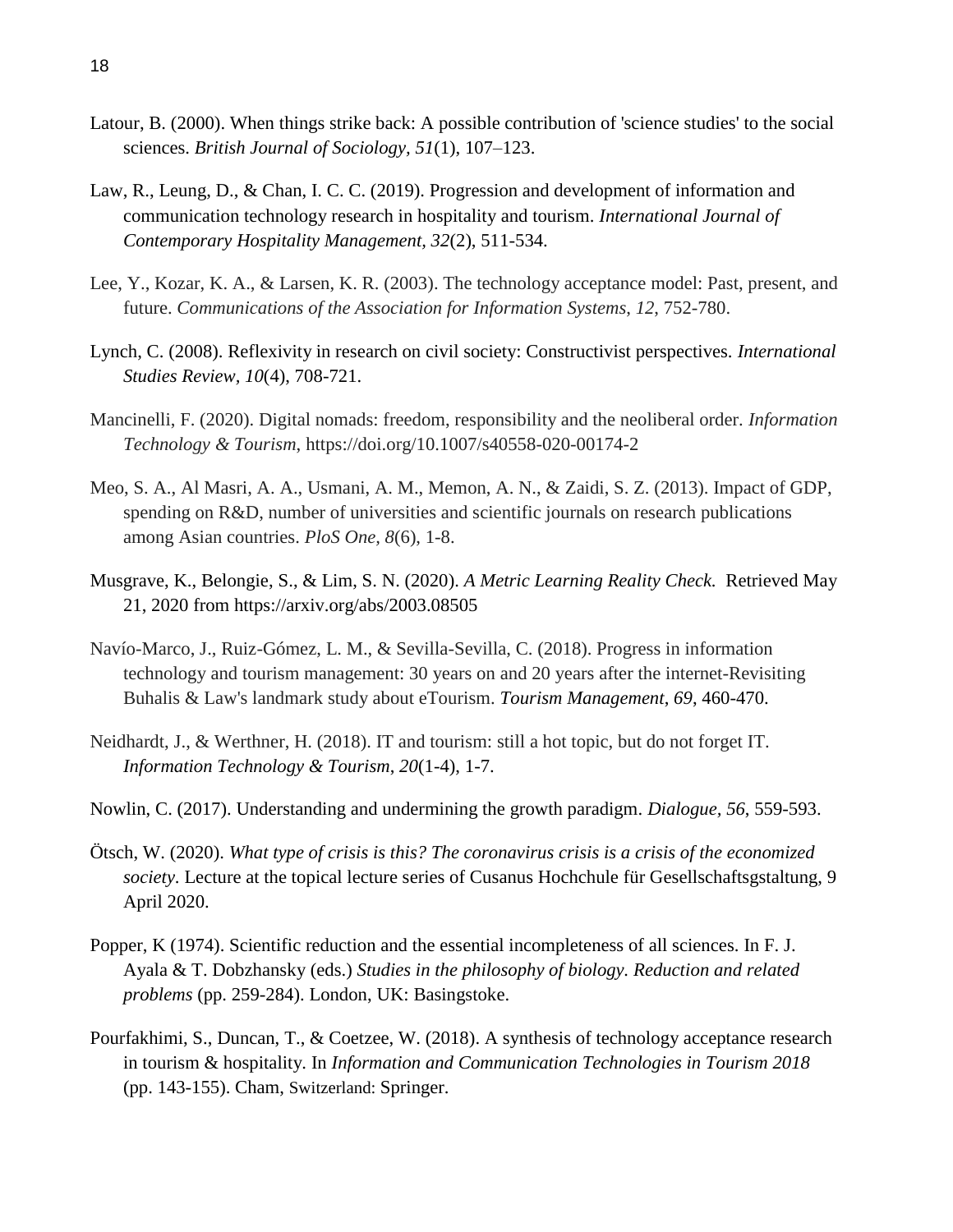Latour, B. (2000). When things strike back: A possible contribution of 'science studies' to the social sciences. *British Journal of Sociology, 51*(1), 107–123.

Law, R., Leung, D., & Chan, I. C. C. (2019). Progression and development of information and communication technology research in hospitality and tourism. *International Journal of Contemporary Hospitality Management, 32*(2), 511-534.

Lee, Y., Kozar, K. A., & Larsen, K. R. (2003). The technology acceptance model: Past, present, and future. *Communications of the Association for Information Systems*, *12*, 752-780.

Lynch, C. (2008). Reflexivity in research on civil society: Constructivist perspectives. *International Studies Review*, *10*(4), 708-721.

Mancinelli, F. (2020). Digital nomads: freedom, responsibility and the neoliberal order. *Information Technology & Tourism*, https://doi.org/10.1007/s40558-020-00174-2

Meo, S. A., Al Masri, A. A., Usmani, A. M., Memon, A. N., & Zaidi, S. Z. (2013). Impact of GDP, spending on R&D, number of universities and scientific journals on research publications among Asian countries. *PloS One, 8*(6), 1-8.

Musgrave, K., Belongie, S., & Lim, S. N. (2020). *A Metric Learning Reality Check.* Retrieved May 21, 2020 from https://arxiv.org/abs/2003.08505

Navío-Marco, J., Ruiz-Gómez, L. M., & Sevilla-Sevilla, C. (2018). Progress in information technology and tourism management: 30 years on and 20 years after the internet-Revisiting Buhalis & Law's landmark study about eTourism. *Tourism Management*, *69*, 460-470.

Neidhardt, J., & Werthner, H. (2018). IT and tourism: still a hot topic, but do not forget IT. *Information Technology & Tourism*, *20*(1-4), 1-7.

Nowlin, C. (2017). Understanding and undermining the growth paradigm. *Dialogue*, *56*, 559-593.

Ötsch, W. (2020). *What type of crisis is this? The coronavirus crisis is a crisis of the economized society*. Lecture at the topical lecture series of Cusanus Hochchule für Gesellschaftsgstaltung, 9 April 2020.

Popper, K (1974). Scientific reduction and the essential incompleteness of all sciences. In F. J. Ayala & T. Dobzhansky (eds.) *Studies in the philosophy of biology. Reduction and related problems* (pp. 259-284). London, UK: Basingstoke.

Pourfakhimi, S., Duncan, T., & Coetzee, W. (2018). A synthesis of technology acceptance research in tourism & hospitality. In *Information and Communication Technologies in Tourism 2018* (pp. 143-155). Cham, Switzerland: Springer.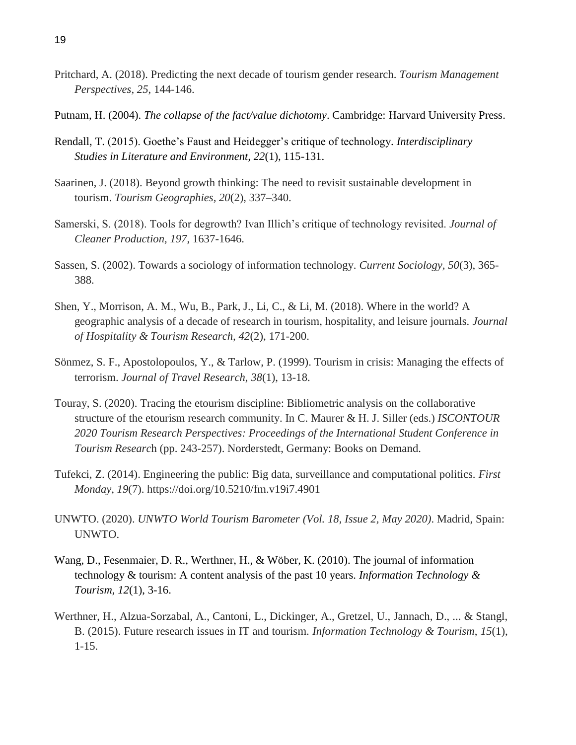Pritchard, A. (2018). Predicting the next decade of tourism gender research. *Tourism Management Perspectives*, *25*, 144-146.

Putnam, H. (2004). *The collapse of the fact/value dichotomy*. Cambridge: Harvard University Press.

Rendall, T. (2015). Goethe's Faust and Heidegger's critique of technology. *Interdisciplinary Studies in Literature and Environment*, *22*(1), 115-131.

Saarinen, J. (2018). Beyond growth thinking: The need to revisit sustainable development in tourism. *Tourism Geographies*, *20*(2), 337–340.

Samerski, S. (2018). Tools for degrowth? Ivan Illich's critique of technology revisited. *Journal of Cleaner Production*, *197*, 1637-1646.

Sassen, S. (2002). Towards a sociology of information technology. *Current Sociology, 50*(3), 365-388.

Shen, Y., Morrison, A. M., Wu, B., Park, J., Li, C., & Li, M. (2018). Where in the world? A geographic analysis of a decade of research in tourism, hospitality, and leisure journals. *Journal of Hospitality & Tourism Research, 42*(2), 171-200.

Sönmez, S. F., Apostolopoulos, Y., & Tarlow, P. (1999). Tourism in crisis: Managing the effects of terrorism. *Journal of Travel Research*, *38*(1), 13-18.

Touray, S. (2020). Tracing the etourism discipline: Bibliometric analysis on the collaborative structure of the etourism research community. In C. Maurer & H. J. Siller (eds.) *ISCONTOUR 2020 Tourism Research Perspectives: Proceedings of the International Student Conference in Tourism Research* (pp. 243-257). Norderstedt, Germany: Books on Demand.

Tufekci, Z. (2014). Engineering the public: Big data, surveillance and computational politics. *First Monday*, *19*(7). https://doi.org/10.5210/fm.v19i7.4901

UNWTO. (2020). *UNWTO World Tourism Barometer (Vol. 18, Issue 2, May 2020)*. Madrid, Spain: UNWTO.

Wang, D., Fesenmaier, D. R., Werthner, H., & Wöber, K. (2010). The journal of information technology & tourism: A content analysis of the past 10 years. *Information Technology & Tourism*, *12*(1), 3-16.

Werthner, H., Alzua-Sorzabal, A., Cantoni, L., Dickinger, A., Gretzel, U., Jannach, D., ... & Stangl, B. (2015). Future research issues in IT and tourism. *Information Technology & Tourism*, *15*(1), 1-15.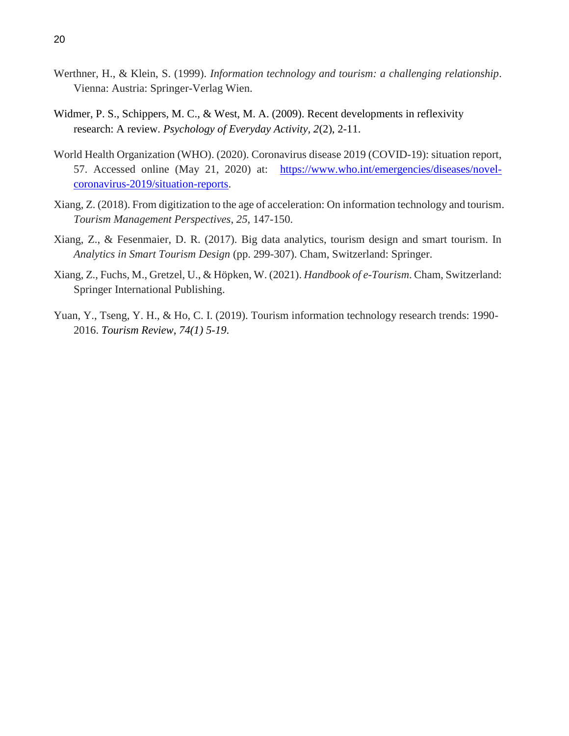Werthner, H., & Klein, S. (1999). *Information technology and tourism: a challenging relationship*. Vienna: Austria: Springer-Verlag Wien.

Widmer, P. S., Schippers, M. C., & West, M. A. (2009). Recent developments in reflexivity research: A review. *Psychology of Everyday Activity*, *2*(2), 2-11.

World Health Organization (WHO). (2020). Coronavirus disease 2019 (COVID-19): situation report, 57. Accessed online (May 21, 2020) at: [https://www.who.int/emergencies/diseases/novel-coronavirus-2019/situation-reports](https://www.who.int/emergencies/diseases/novel-coronavirus-2019/situation-reports).

Xiang, Z. (2018). From digitization to the age of acceleration: On information technology and tourism. *Tourism Management Perspectives*, *25*, 147-150.

Xiang, Z., & Fesenmaier, D. R. (2017). Big data analytics, tourism design and smart tourism. In *Analytics in Smart Tourism Design* (pp. 299-307). Cham, Switzerland: Springer.

Xiang, Z., Fuchs, M., Gretzel, U., & Höpken, W. (2021). *Handbook of e-Tourism*. Cham, Switzerland: Springer International Publishing.

Yuan, Y., Tseng, Y. H., & Ho, C. I. (2019). Tourism information technology research trends: 1990-2016. *Tourism Review*, *74(1) 5-19*.